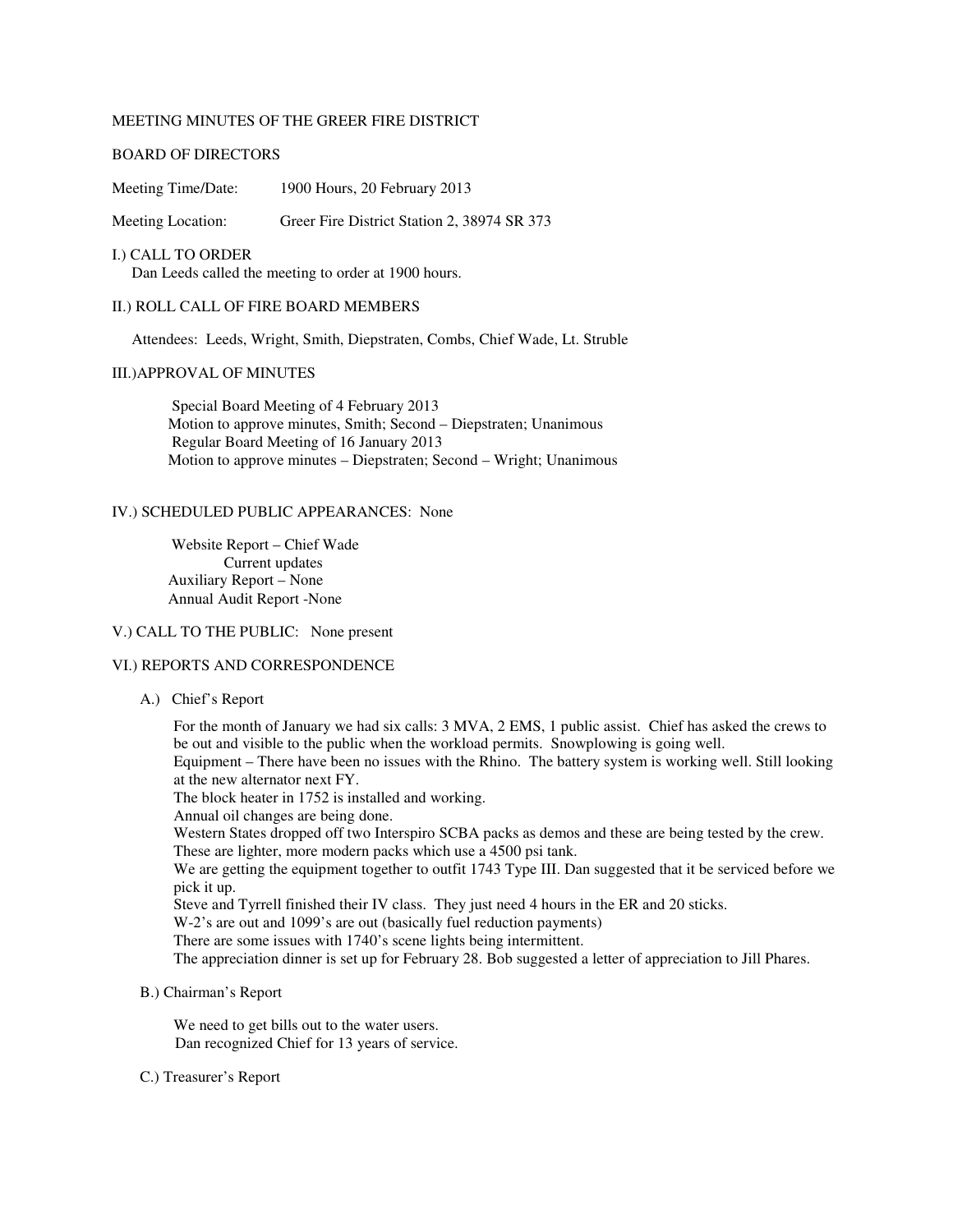MEETING MINUTES OF THE GREER FIRE DISTRICT

BOARD OF DIRECTORS

Meeting Time/Date: 1900 Hours, 20 February 2013

Meeting Location: Greer Fire District Station 2, 38974 SR 373

I.) CALL TO ORDER

Dan Leeds called the meeting to order at 1900 hours.

II.) ROLL CALL OF FIRE BOARD MEMBERS

Attendees: Leeds, Wright, Smith, Diepstraten, Combs, Chief Wade, Lt. Struble

III.)APPROVAL OF MINUTES

Special Board Meeting of 4 February 2013
Motion to approve minutes, Smith; Second – Diepstraten; Unanimous
Regular Board Meeting of 16 January 2013
Motion to approve minutes – Diepstraten; Second – Wright; Unanimous

IV.) SCHEDULED PUBLIC APPEARANCES: None

Website Report – Chief Wade
Current updates
Auxiliary Report – None
Annual Audit Report -None

V.) CALL TO THE PUBLIC: None present

VI.) REPORTS AND CORRESPONDENCE

A.) Chief's Report

For the month of January we had six calls: 3 MVA, 2 EMS, 1 public assist. Chief has asked the crews to be out and visible to the public when the workload permits. Snowplowing is going well.
Equipment – There have been no issues with the Rhino. The battery system is working well. Still looking at the new alternator next FY.
The block heater in 1752 is installed and working.
Annual oil changes are being done.
Western States dropped off two Interspiro SCBA packs as demos and these are being tested by the crew. These are lighter, more modern packs which use a 4500 psi tank.
We are getting the equipment together to outfit 1743 Type III. Dan suggested that it be serviced before we pick it up.
Steve and Tyrrell finished their IV class. They just need 4 hours in the ER and 20 sticks.
W-2's are out and 1099's are out (basically fuel reduction payments)
There are some issues with 1740's scene lights being intermittent.
The appreciation dinner is set up for February 28. Bob suggested a letter of appreciation to Jill Phares.

B.) Chairman's Report

We need to get bills out to the water users.
Dan recognized Chief for 13 years of service.

C.) Treasurer's Report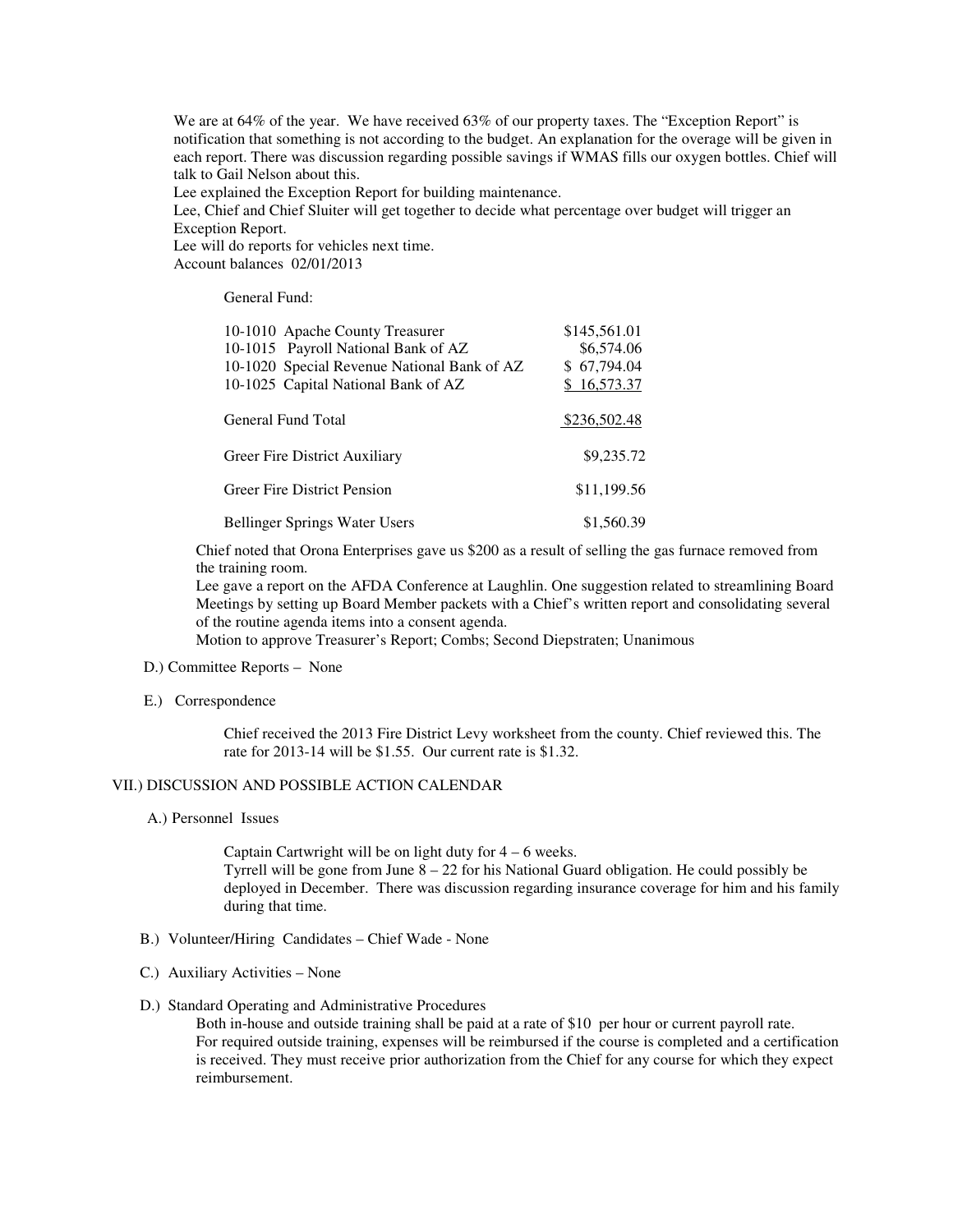We are at 64% of the year. We have received 63% of our property taxes. The "Exception Report" is notification that something is not according to the budget. An explanation for the overage will be given in each report. There was discussion regarding possible savings if WMAS fills our oxygen bottles. Chief will talk to Gail Nelson about this.

Lee explained the Exception Report for building maintenance.

Lee, Chief and Chief Sluiter will get together to decide what percentage over budget will trigger an Exception Report.

Lee will do reports for vehicles next time.

Account balances 02/01/2013

General Fund:

| Account | Balance |
|---|---|
| 10-1010 Apache County Treasurer | $145,561.01 |
| 10-1015 Payroll National Bank of AZ | $6,574.06 |
| 10-1020 Special Revenue National Bank of AZ | $ 67,794.04 |
| 10-1025 Capital National Bank of AZ | $ 16,573.37 |
| General Fund Total | $236,502.48 |
| Greer Fire District Auxiliary | $9,235.72 |
| Greer Fire District Pension | $11,199.56 |
| Bellinger Springs Water Users | $1,560.39 |

Chief noted that Orona Enterprises gave us $200 as a result of selling the gas furnace removed from the training room.

Lee gave a report on the AFDA Conference at Laughlin. One suggestion related to streamlining Board Meetings by setting up Board Member packets with a Chief's written report and consolidating several of the routine agenda items into a consent agenda.

Motion to approve Treasurer's Report; Combs; Second Diepstraten; Unanimous

D.) Committee Reports – None

E.) Correspondence

Chief received the 2013 Fire District Levy worksheet from the county. Chief reviewed this. The rate for 2013-14 will be $1.55. Our current rate is $1.32.

## VII.) DISCUSSION AND POSSIBLE ACTION CALENDAR

A.) Personnel Issues

Captain Cartwright will be on light duty for 4 – 6 weeks.

Tyrrell will be gone from June 8 – 22 for his National Guard obligation. He could possibly be deployed in December. There was discussion regarding insurance coverage for him and his family during that time.

B.) Volunteer/Hiring Candidates – Chief Wade - None

C.) Auxiliary Activities – None

D.) Standard Operating and Administrative Procedures

Both in-house and outside training shall be paid at a rate of $10 per hour or current payroll rate.

For required outside training, expenses will be reimbursed if the course is completed and a certification is received. They must receive prior authorization from the Chief for any course for which they expect reimbursement.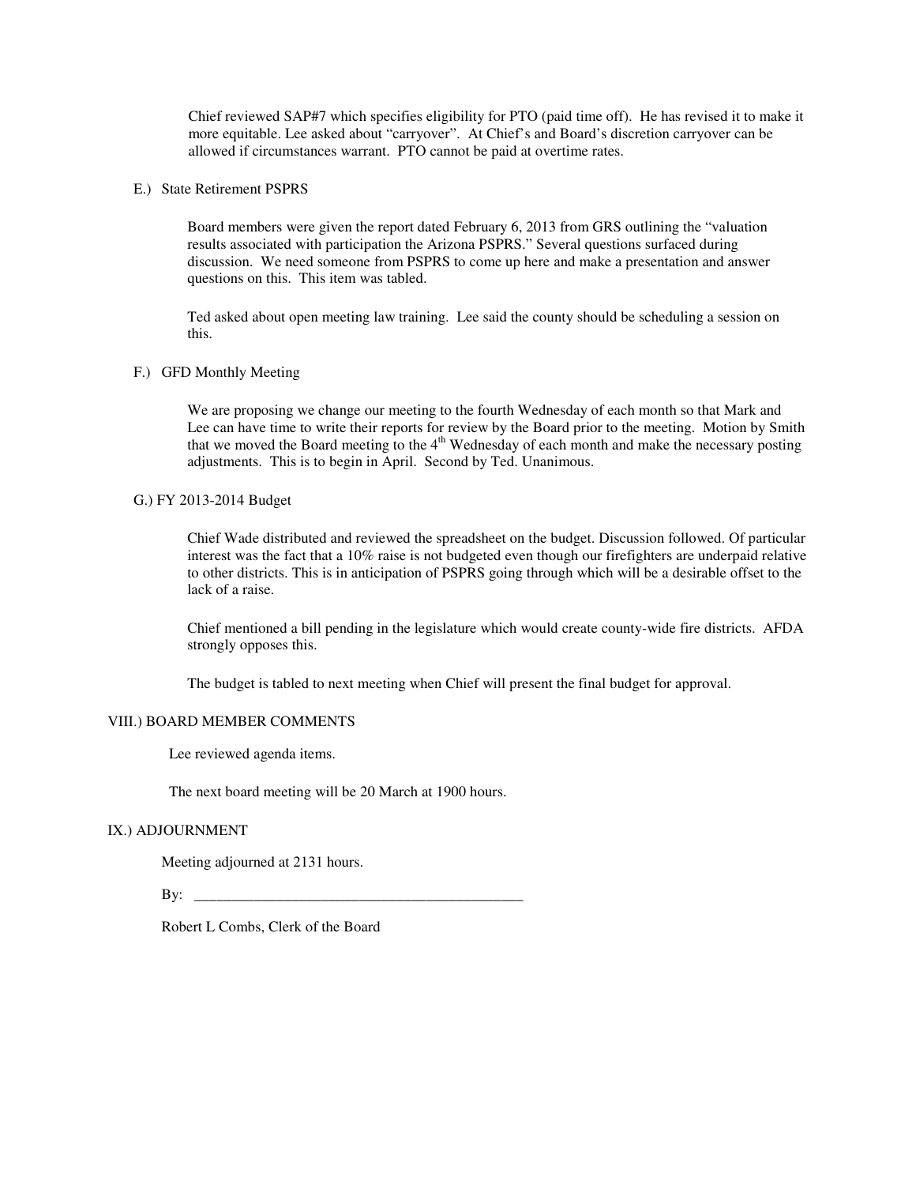Chief reviewed SAP#7 which specifies eligibility for PTO (paid time off). He has revised it to make it more equitable. Lee asked about "carryover". At Chief's and Board's discretion carryover can be allowed if circumstances warrant. PTO cannot be paid at overtime rates.

E.) State Retirement PSPRS

Board members were given the report dated February 6, 2013 from GRS outlining the "valuation results associated with participation the Arizona PSPRS." Several questions surfaced during discussion. We need someone from PSPRS to come up here and make a presentation and answer questions on this. This item was tabled.

Ted asked about open meeting law training. Lee said the county should be scheduling a session on this.

F.) GFD Monthly Meeting

We are proposing we change our meeting to the fourth Wednesday of each month so that Mark and Lee can have time to write their reports for review by the Board prior to the meeting. Motion by Smith that we moved the Board meeting to the 4th Wednesday of each month and make the necessary posting adjustments. This is to begin in April. Second by Ted. Unanimous.

G.) FY 2013-2014 Budget

Chief Wade distributed and reviewed the spreadsheet on the budget. Discussion followed. Of particular interest was the fact that a 10% raise is not budgeted even though our firefighters are underpaid relative to other districts. This is in anticipation of PSPRS going through which will be a desirable offset to the lack of a raise.

Chief mentioned a bill pending in the legislature which would create county-wide fire districts. AFDA strongly opposes this.

The budget is tabled to next meeting when Chief will present the final budget for approval.

## VIII.) BOARD MEMBER COMMENTS

Lee reviewed agenda items.

The next board meeting will be 20 March at 1900 hours.

## IX.) ADJOURNMENT

Meeting adjourned at 2131 hours.

By: ____________________________________________

Robert L Combs, Clerk of the Board